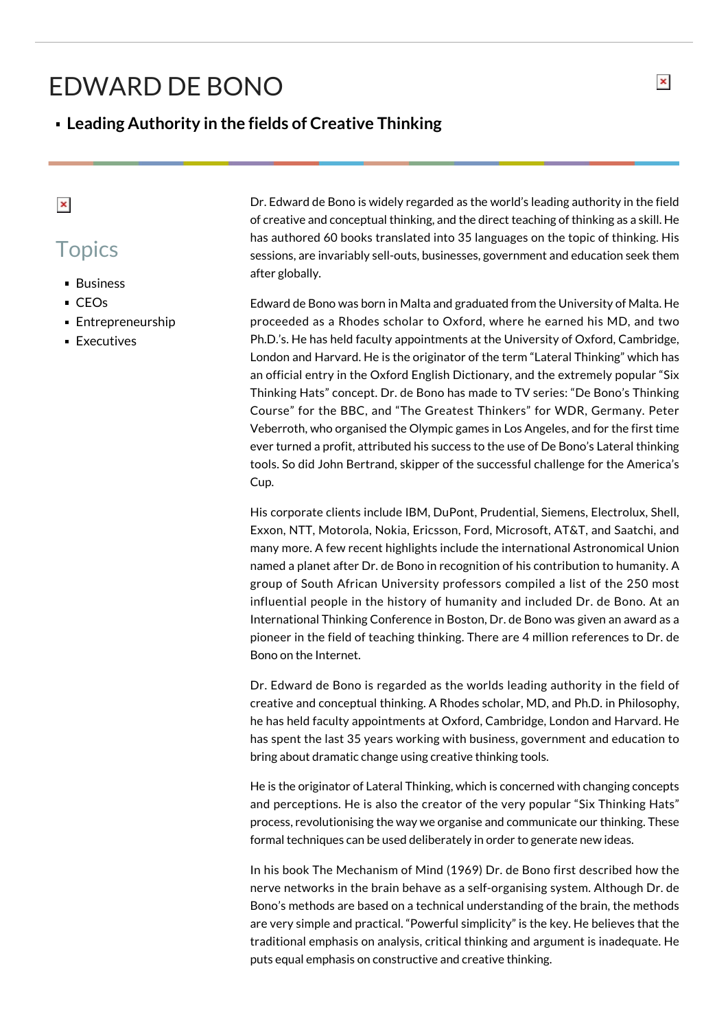# EDWARD DE BONO

- **Leading Authority in the fields of Creative Thinking**

## Topics

- Business
- CEOs
- Entrepreneurship
- Executives

Dr. Edward de Bono is widely regarded as the world's leading authority in the field of creative and conceptual thinking, and the direct teaching of thinking as a skill. He has authored 60 books translated into 35 languages on the topic of thinking. His sessions, are invariably sell-outs, businesses, government and education seek them after globally.

Edward de Bono was born in Malta and graduated from the University of Malta. He proceeded as a Rhodes scholar to Oxford, where he earned his MD, and two Ph.D.'s. He has held faculty appointments at the University of Oxford, Cambridge, London and Harvard. He is the originator of the term "Lateral Thinking" which has an official entry in the Oxford English Dictionary, and the extremely popular "Six Thinking Hats" concept. Dr. de Bono has made to TV series: "De Bono's Thinking Course" for the BBC, and "The Greatest Thinkers" for WDR, Germany. Peter Veberroth, who organised the Olympic games in Los Angeles, and for the first time ever turned a profit, attributed his success to the use of De Bono's Lateral thinking tools. So did John Bertrand, skipper of the successful challenge for the America's Cup.

His corporate clients include IBM, DuPont, Prudential, Siemens, Electrolux, Shell, Exxon, NTT, Motorola, Nokia, Ericsson, Ford, Microsoft, AT&T, and Saatchi, and many more. A few recent highlights include the international Astronomical Union named a planet after Dr. de Bono in recognition of his contribution to humanity. A group of South African University professors compiled a list of the 250 most influential people in the history of humanity and included Dr. de Bono. At an International Thinking Conference in Boston, Dr. de Bono was given an award as a pioneer in the field of teaching thinking. There are 4 million references to Dr. de Bono on the Internet.

Dr. Edward de Bono is regarded as the worlds leading authority in the field of creative and conceptual thinking. A Rhodes scholar, MD, and Ph.D. in Philosophy, he has held faculty appointments at Oxford, Cambridge, London and Harvard. He has spent the last 35 years working with business, government and education to bring about dramatic change using creative thinking tools.

He is the originator of Lateral Thinking, which is concerned with changing concepts and perceptions. He is also the creator of the very popular "Six Thinking Hats" process, revolutionising the way we organise and communicate our thinking. These formal techniques can be used deliberately in order to generate new ideas.

In his book The Mechanism of Mind (1969) Dr. de Bono first described how the nerve networks in the brain behave as a self-organising system. Although Dr. de Bono's methods are based on a technical understanding of the brain, the methods are very simple and practical. "Powerful simplicity" is the key. He believes that the traditional emphasis on analysis, critical thinking and argument is inadequate. He puts equal emphasis on constructive and creative thinking.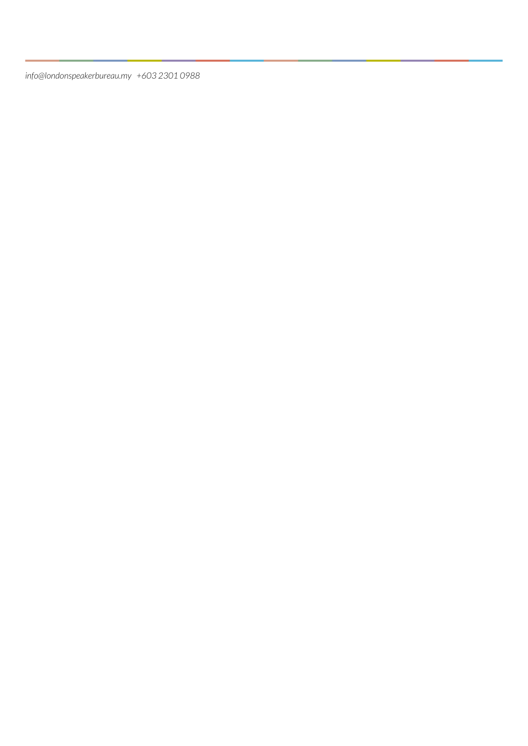*info@londonspeakerbureau.my +603 2301 0988*